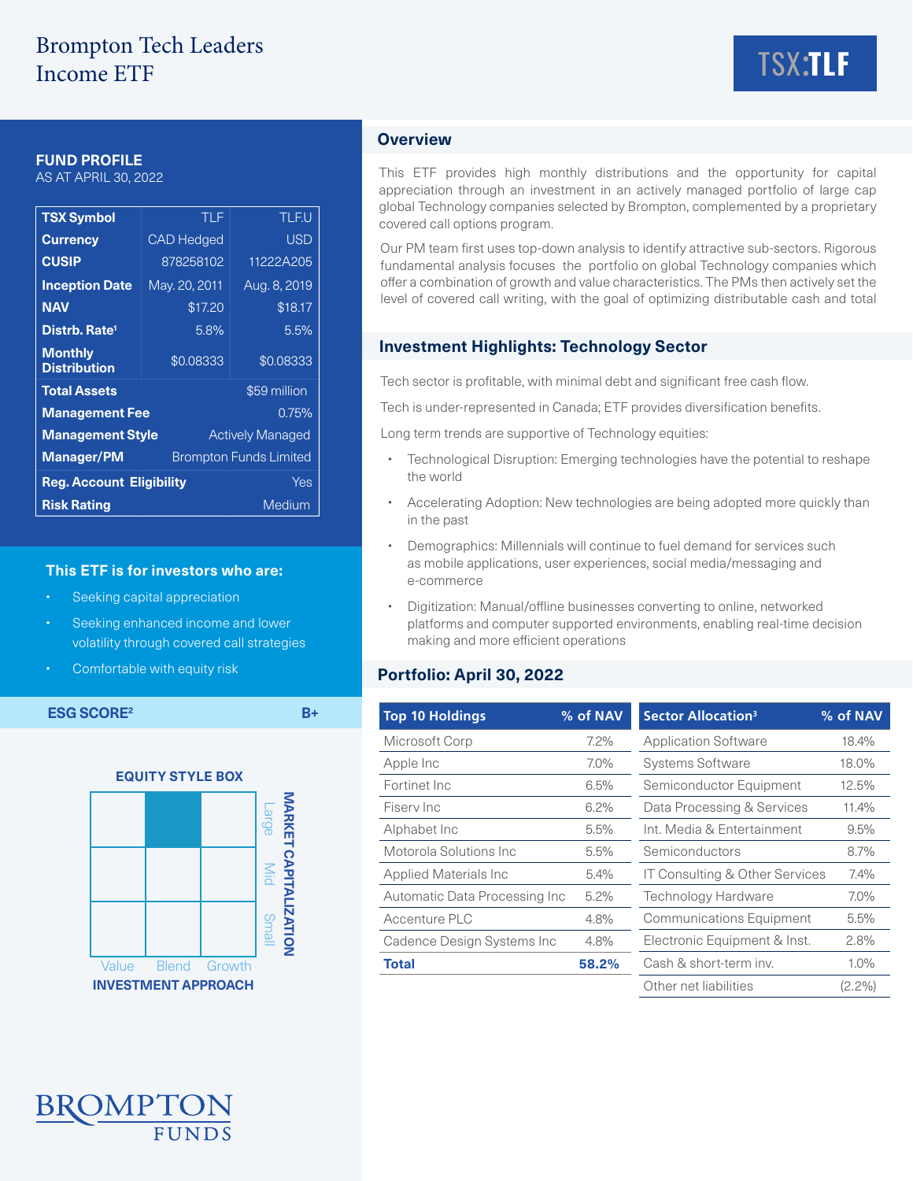# Brompton Tech Leaders Income ETF

TSX:TLF

## FUND PROFILE

AS AT APRIL 30, 2022

| TSX Symbol | TLF | TLF.U |
|---|---|---|
| Currency | CAD Hedged | USD |
| CUSIP | 878258102 | 11222A205 |
| Inception Date | May. 20, 2011 | Aug. 8, 2019 |
| NAV | $17.20 | $18.17 |
| Distrb. Rate[1] | 5.8% | 5.5% |
| Monthly Distribution | $0.08333 | $0.08333 |
| Total Assets | $59 million | |
| Management Fee | 0.75% | |
| Management Style | Actively Managed | |
| Manager/PM | Brompton Funds Limited | |
| Reg. Account Eligibility | Yes | |
| Risk Rating | Medium | |

### This ETF is for investors who are:

- Seeking capital appreciation
- Seeking enhanced income and lower volatility through covered call strategies
- Comfortable with equity risk

**ESG SCORE[2]** B+

### EQUITY STYLE BOX

| | Value | Blend | Growth |
|---|---|---|---|
| Large | | ■ | |
| Mid | | | |
| Small | | | |

INVESTMENT APPROACH / MARKET CAPITALIZATION

## Overview

This ETF provides high monthly distributions and the opportunity for capital appreciation through an investment in an actively managed portfolio of large cap global Technology companies selected by Brompton, complemented by a proprietary covered call options program.

Our PM team first uses top-down analysis to identify attractive sub-sectors. Rigorous fundamental analysis focuses the portfolio on global Technology companies which offer a combination of growth and value characteristics. The PMs then actively set the level of covered call writing, with the goal of optimizing distributable cash and total

## Investment Highlights: Technology Sector

Tech sector is profitable, with minimal debt and significant free cash flow.

Tech is under-represented in Canada; ETF provides diversification benefits.

Long term trends are supportive of Technology equities:

- Technological Disruption: Emerging technologies have the potential to reshape the world
- Accelerating Adoption: New technologies are being adopted more quickly than in the past
- Demographics: Millennials will continue to fuel demand for services such as mobile applications, user experiences, social media/messaging and e-commerce
- Digitization: Manual/offline businesses converting to online, networked platforms and computer supported environments, enabling real-time decision making and more efficient operations

## Portfolio: April 30, 2022

| Top 10 Holdings | % of NAV |
|---|---|
| Microsoft Corp | 7.2% |
| Apple Inc | 7.0% |
| Fortinet Inc | 6.5% |
| Fiserv Inc | 6.2% |
| Alphabet Inc | 5.5% |
| Motorola Solutions Inc | 5.5% |
| Applied Materials Inc | 5.4% |
| Automatic Data Processing Inc | 5.2% |
| Accenture PLC | 4.8% |
| Cadence Design Systems Inc | 4.8% |
| **Total** | **58.2%** |

| Sector Allocation[3] | % of NAV |
|---|---|
| Application Software | 18.4% |
| Systems Software | 18.0% |
| Semiconductor Equipment | 12.5% |
| Data Processing & Services | 11.4% |
| Int. Media & Entertainment | 9.5% |
| Semiconductors | 8.7% |
| IT Consulting & Other Services | 7.4% |
| Technology Hardware | 7.0% |
| Communications Equipment | 5.5% |
| Electronic Equipment & Inst. | 2.8% |
| Cash & short-term inv. | 1.0% |
| Other net liabilities | (2.2%) |

BROMPTON FUNDS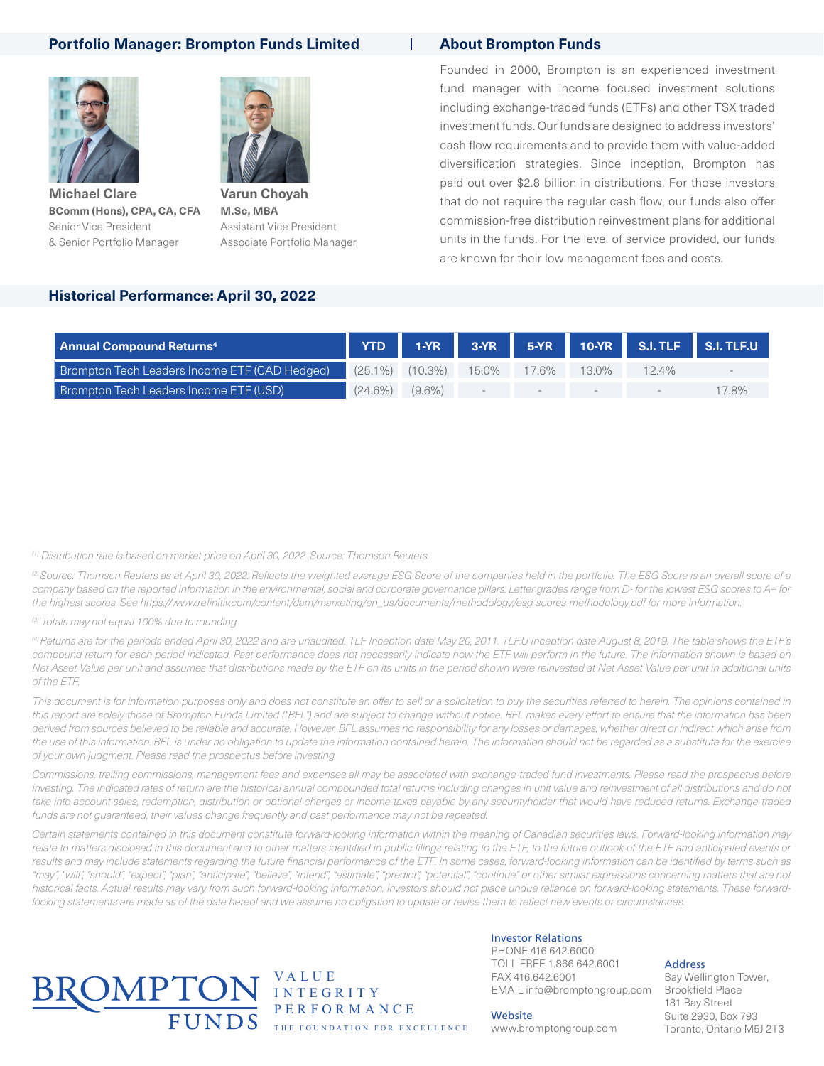## Portfolio Manager: Brompton Funds Limited

**Michael Clare**
**BComm (Hons), CPA, CA, CFA**
Senior Vice President
& Senior Portfolio Manager

**Varun Choyah**
**M.Sc, MBA**
Assistant Vice President
Associate Portfolio Manager

## About Brompton Funds

Founded in 2000, Brompton is an experienced investment fund manager with income focused investment solutions including exchange-traded funds (ETFs) and other TSX traded investment funds. Our funds are designed to address investors' cash flow requirements and to provide them with value-added diversification strategies. Since inception, Brompton has paid out over $2.8 billion in distributions. For those investors that do not require the regular cash flow, our funds also offer commission-free distribution reinvestment plans for additional units in the funds. For the level of service provided, our funds are known for their low management fees and costs.

## Historical Performance: April 30, 2022

| Annual Compound Returns[4] | YTD | 1-YR | 3-YR | 5-YR | 10-YR | S.I. TLF | S.I. TLF.U |
|---|---|---|---|---|---|---|---|
| Brompton Tech Leaders Income ETF (CAD Hedged) | (25.1%) | (10.3%) | 15.0% | 17.6% | 13.0% | 12.4% | - |
| Brompton Tech Leaders Income ETF (USD) | (24.6%) | (9.6%) | - | - | - | - | 17.8% |

*[1] Distribution rate is based on market price on April 30, 2022. Source: Thomson Reuters.*

*[2] Source: Thomson Reuters as at April 30, 2022. Reflects the weighted average ESG Score of the companies held in the portfolio. The ESG Score is an overall score of a company based on the reported information in the environmental, social and corporate governance pillars. Letter grades range from D- for the lowest ESG scores to A+ for the highest scores. See https://www.refinitiv.com/content/dam/marketing/en_us/documents/methodology/esg-scores-methodology.pdf for more information.*

*[3] Totals may not equal 100% due to rounding.*

*[4] Returns are for the periods ended April 30, 2022 and are unaudited. TLF Inception date May 20, 2011. TLF.U Inception date August 8, 2019. The table shows the ETF's compound return for each period indicated. Past performance does not necessarily indicate how the ETF will perform in the future. The information shown is based on Net Asset Value per unit and assumes that distributions made by the ETF on its units in the period shown were reinvested at Net Asset Value per unit in additional units of the ETF.*

*This document is for information purposes only and does not constitute an offer to sell or a solicitation to buy the securities referred to herein. The opinions contained in this report are solely those of Brompton Funds Limited ("BFL") and are subject to change without notice. BFL makes every effort to ensure that the information has been derived from sources believed to be reliable and accurate. However, BFL assumes no responsibility for any losses or damages, whether direct or indirect which arise from the use of this information. BFL is under no obligation to update the information contained herein. The information should not be regarded as a substitute for the exercise of your own judgment. Please read the prospectus before investing.*

*Commissions, trailing commissions, management fees and expenses all may be associated with exchange-traded fund investments. Please read the prospectus before investing. The indicated rates of return are the historical annual compounded total returns including changes in unit value and reinvestment of all distributions and do not take into account sales, redemption, distribution or optional charges or income taxes payable by any securityholder that would have reduced returns. Exchange-traded funds are not guaranteed, their values change frequently and past performance may not be repeated.*

*Certain statements contained in this document constitute forward-looking information within the meaning of Canadian securities laws. Forward-looking information may relate to matters disclosed in this document and to other matters identified in public filings relating to the ETF, to the future outlook of the ETF and anticipated events or results and may include statements regarding the future financial performance of the ETF. In some cases, forward-looking information can be identified by terms such as "may", "will", "should", "expect", "plan", "anticipate", "believe", "intend", "estimate", "predict", "potential", "continue" or other similar expressions concerning matters that are not historical facts. Actual results may vary from such forward-looking information. Investors should not place undue reliance on forward-looking statements. These forward-looking statements are made as of the date hereof and we assume no obligation to update or revise them to reflect new events or circumstances.*

BROMPTON FUNDS

VALUE
INTEGRITY
PERFORMANCE
THE FOUNDATION FOR EXCELLENCE

**Investor Relations**
PHONE 416.642.6000
TOLL FREE 1.866.642.6001
FAX 416.642.6001
EMAIL info@bromptongroup.com

**Website**
www.bromptongroup.com

**Address**
Bay Wellington Tower,
Brookfield Place
181 Bay Street
Suite 2930, Box 793
Toronto, Ontario M5J 2T3